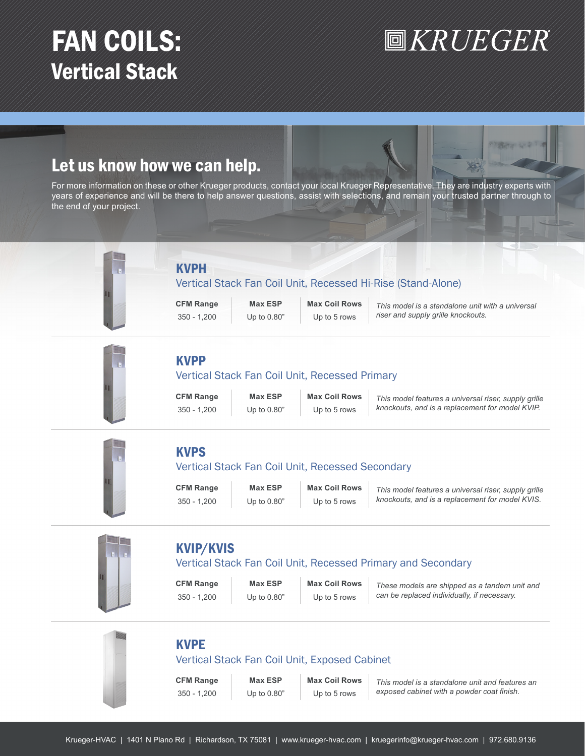# FAN COILS: Vertical Stack

KRUEGER

## Let us know how we can help.

For more information on these or other Krueger products, contact your local Krueger Representative. They are industry experts with years of experience and will be there to help answer questions, assist with selections, and remain your trusted partner through to the end of your project.

### KVPH

Vertical Stack Fan Coil Unit, Recessed Hi-Rise (Stand-Alone)

| CFM Range | Max ESP | Max Coil Rows |
|---|---|---|
| 350 - 1,200 | Up to 0.80" | Up to 5 rows |

*This model is a standalone unit with a universal riser and supply grille knockouts.*

### KVPP

Vertical Stack Fan Coil Unit, Recessed Primary

| CFM Range | Max ESP | Max Coil Rows |
|---|---|---|
| 350 - 1,200 | Up to 0.80" | Up to 5 rows |

*This model features a universal riser, supply grille knockouts, and is a replacement for model KVIP.*

### KVPS

Vertical Stack Fan Coil Unit, Recessed Secondary

| CFM Range | Max ESP | Max Coil Rows |
|---|---|---|
| 350 - 1,200 | Up to 0.80" | Up to 5 rows |

*This model features a universal riser, supply grille knockouts, and is a replacement for model KVIS.*

### KVIP/KVIS

Vertical Stack Fan Coil Unit, Recessed Primary and Secondary

| CFM Range | Max ESP | Max Coil Rows |
|---|---|---|
| 350 - 1,200 | Up to 0.80" | Up to 5 rows |

*These models are shipped as a tandem unit and can be replaced individually, if necessary.*

### KVPE

Vertical Stack Fan Coil Unit, Exposed Cabinet

| CFM Range | Max ESP | Max Coil Rows |
|---|---|---|
| 350 - 1,200 | Up to 0.80" | Up to 5 rows |

*This model is a standalone unit and features an exposed cabinet with a powder coat finish.*

Krueger-HVAC | 1401 N Plano Rd | Richardson, TX 75081 | www.krueger-hvac.com | kruegerinfo@krueger-hvac.com | 972.680.9136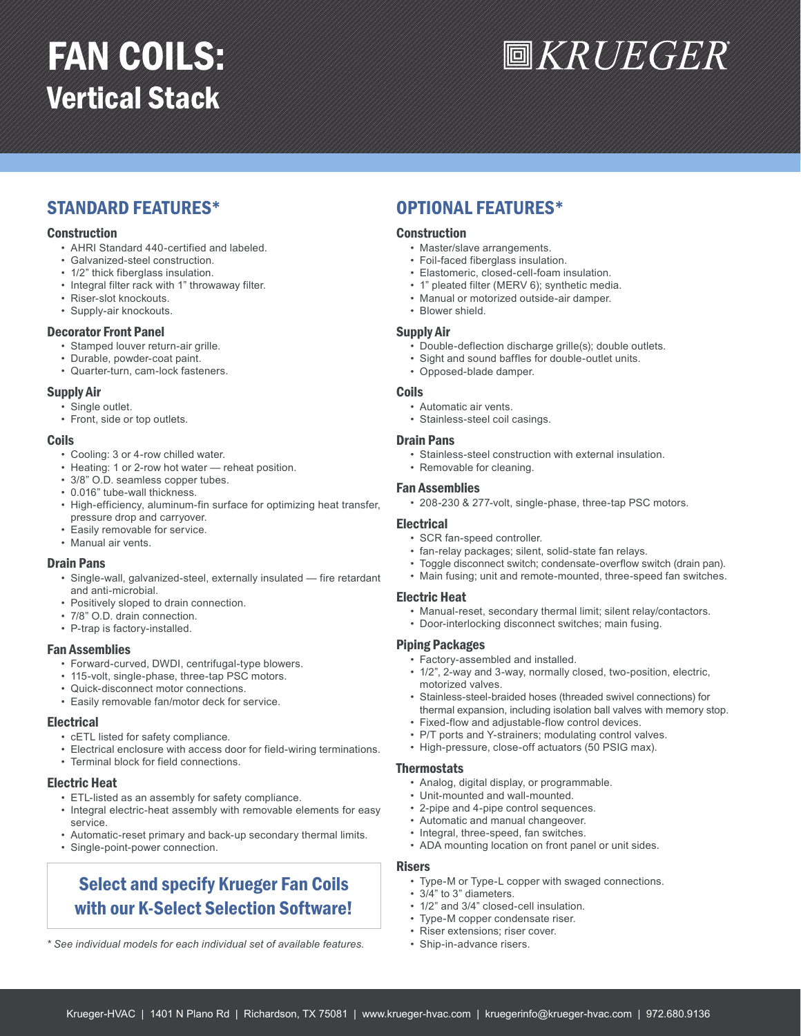# FAN COILS:
## Vertical Stack

KRUEGER

## STANDARD FEATURES*

### Construction

- AHRI Standard 440-certified and labeled.
- Galvanized-steel construction.
- 1/2" thick fiberglass insulation.
- Integral filter rack with 1" throwaway filter.
- Riser-slot knockouts.
- Supply-air knockouts.

### Decorator Front Panel

- Stamped louver return-air grille.
- Durable, powder-coat paint.
- Quarter-turn, cam-lock fasteners.

### Supply Air

- Single outlet.
- Front, side or top outlets.

### Coils

- Cooling: 3 or 4-row chilled water.
- Heating: 1 or 2-row hot water — reheat position.
- 3/8" O.D. seamless copper tubes.
- 0.016" tube-wall thickness.
- High-efficiency, aluminum-fin surface for optimizing heat transfer, pressure drop and carryover.
- Easily removable for service.
- Manual air vents.

### Drain Pans

- Single-wall, galvanized-steel, externally insulated — fire retardant and anti-microbial.
- Positively sloped to drain connection.
- 7/8" O.D. drain connection.
- P-trap is factory-installed.

### Fan Assemblies

- Forward-curved, DWDI, centrifugal-type blowers.
- 115-volt, single-phase, three-tap PSC motors.
- Quick-disconnect motor connections.
- Easily removable fan/motor deck for service.

### Electrical

- cETL listed for safety compliance.
- Electrical enclosure with access door for field-wiring terminations.
- Terminal block for field connections.

### Electric Heat

- ETL-listed as an assembly for safety compliance.
- Integral electric-heat assembly with removable elements for easy service.
- Automatic-reset primary and back-up secondary thermal limits.
- Single-point-power connection.

**Select and specify Krueger Fan Coils with our K-Select Selection Software!**

*\* See individual models for each individual set of available features.*

## OPTIONAL FEATURES*

### Construction

- Master/slave arrangements.
- Foil-faced fiberglass insulation.
- Elastomeric, closed-cell-foam insulation.
- 1" pleated filter (MERV 6); synthetic media.
- Manual or motorized outside-air damper.
- Blower shield.

### Supply Air

- Double-deflection discharge grille(s); double outlets.
- Sight and sound baffles for double-outlet units.
- Opposed-blade damper.

### Coils

- Automatic air vents.
- Stainless-steel coil casings.

### Drain Pans

- Stainless-steel construction with external insulation.
- Removable for cleaning.

### Fan Assemblies

- 208-230 & 277-volt, single-phase, three-tap PSC motors.

### Electrical

- SCR fan-speed controller.
- fan-relay packages; silent, solid-state fan relays.
- Toggle disconnect switch; condensate-overflow switch (drain pan).
- Main fusing; unit and remote-mounted, three-speed fan switches.

### Electric Heat

- Manual-reset, secondary thermal limit; silent relay/contactors.
- Door-interlocking disconnect switches; main fusing.

### Piping Packages

- Factory-assembled and installed.
- 1/2", 2-way and 3-way, normally closed, two-position, electric, motorized valves.
- Stainless-steel-braided hoses (threaded swivel connections) for thermal expansion, including isolation ball valves with memory stop.
- Fixed-flow and adjustable-flow control devices.
- P/T ports and Y-strainers; modulating control valves.
- High-pressure, close-off actuators (50 PSIG max).

### Thermostats

- Analog, digital display, or programmable.
- Unit-mounted and wall-mounted.
- 2-pipe and 4-pipe control sequences.
- Automatic and manual changeover.
- Integral, three-speed, fan switches.
- ADA mounting location on front panel or unit sides.

### Risers

- Type-M or Type-L copper with swaged connections.
- 3/4" to 3" diameters.
- 1/2" and 3/4" closed-cell insulation.
- Type-M copper condensate riser.
- Riser extensions; riser cover.
- Ship-in-advance risers.

Krueger-HVAC | 1401 N Plano Rd | Richardson, TX 75081 | www.krueger-hvac.com | kruegerinfo@krueger-hvac.com | 972.680.9136